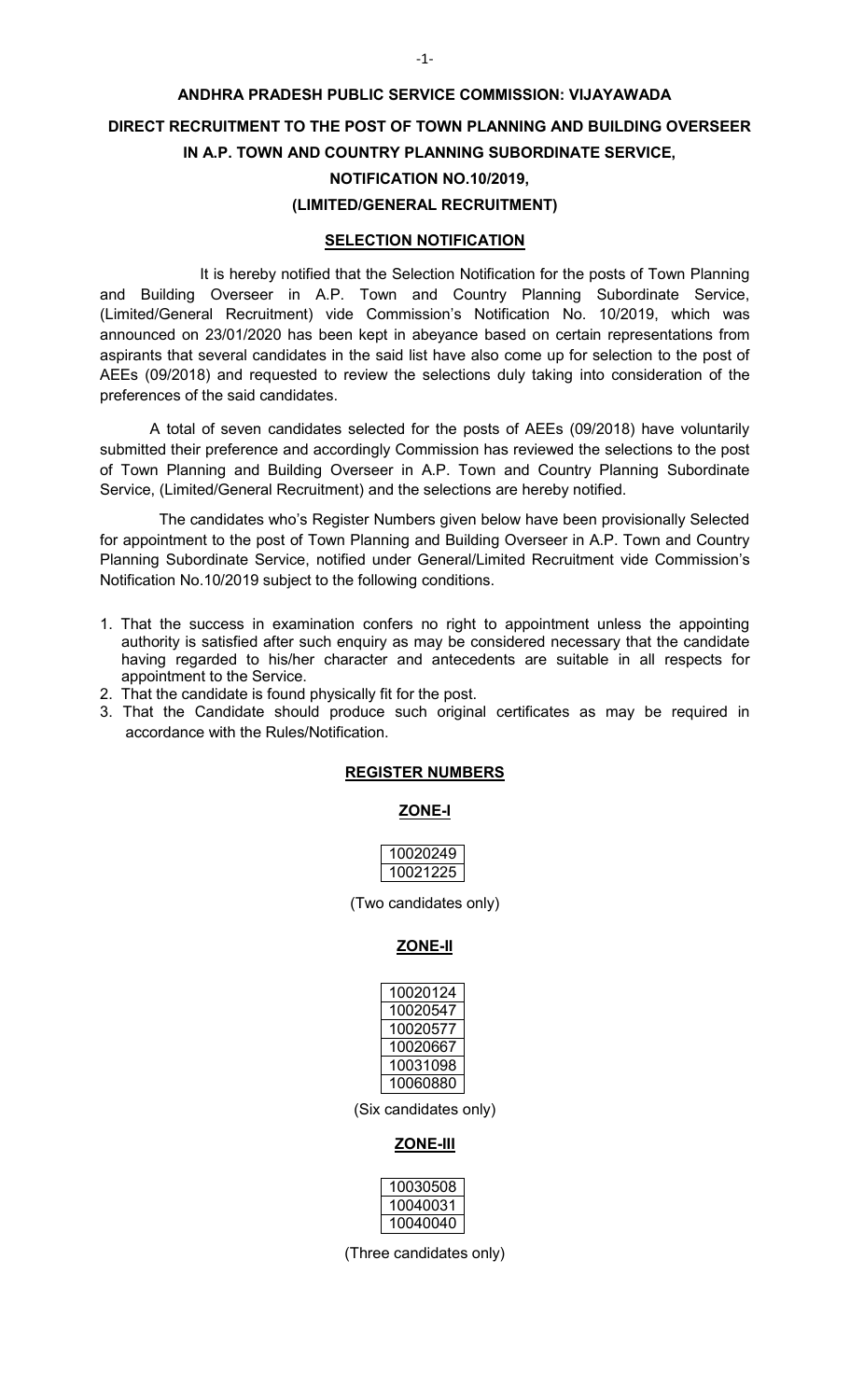# ANDHRA PRADESH PUBLIC SERVICE COMMISSION: VIJAYAWADA

## DIRECT RECRUITMENT TO THE POST OF TOWN PLANNING AND BUILDING OVERSEER IN A.P. TOWN AND COUNTRY PLANNING SUBORDINATE SERVICE, NOTIFICATION NO.10/2019, (LIMITED/GENERAL RECRUITMENT)

### SELECTION NOTIFICATION

It is hereby notified that the Selection Notification for the posts of Town Planning and Building Overseer in A.P. Town and Country Planning Subordinate Service, (Limited/General Recruitment) vide Commission's Notification No. 10/2019, which was announced on 23/01/2020 has been kept in abeyance based on certain representations from aspirants that several candidates in the said list have also come up for selection to the post of AEEs (09/2018) and requested to review the selections duly taking into consideration of the preferences of the said candidates.

A total of seven candidates selected for the posts of AEEs (09/2018) have voluntarily submitted their preference and accordingly Commission has reviewed the selections to the post of Town Planning and Building Overseer in A.P. Town and Country Planning Subordinate Service, (Limited/General Recruitment) and the selections are hereby notified.

The candidates who's Register Numbers given below have been provisionally Selected for appointment to the post of Town Planning and Building Overseer in A.P. Town and Country Planning Subordinate Service, notified under General/Limited Recruitment vide Commission's Notification No.10/2019 subject to the following conditions.

1. That the success in examination confers no right to appointment unless the appointing authority is satisfied after such enquiry as may be considered necessary that the candidate having regarded to his/her character and antecedents are suitable in all respects for appointment to the Service.
2. That the candidate is found physically fit for the post.
3. That the Candidate should produce such original certificates as may be required in accordance with the Rules/Notification.

### REGISTER NUMBERS

#### ZONE-I

| 10020249 |
|---|
| 10021225 |

(Two candidates only)

#### ZONE-II

| 10020124 |
|---|
| 10020547 |
| 10020577 |
| 10020667 |
| 10031098 |
| 10060880 |

(Six candidates only)

#### ZONE-III

| 10030508 |
|---|
| 10040031 |
| 10040040 |

(Three candidates only)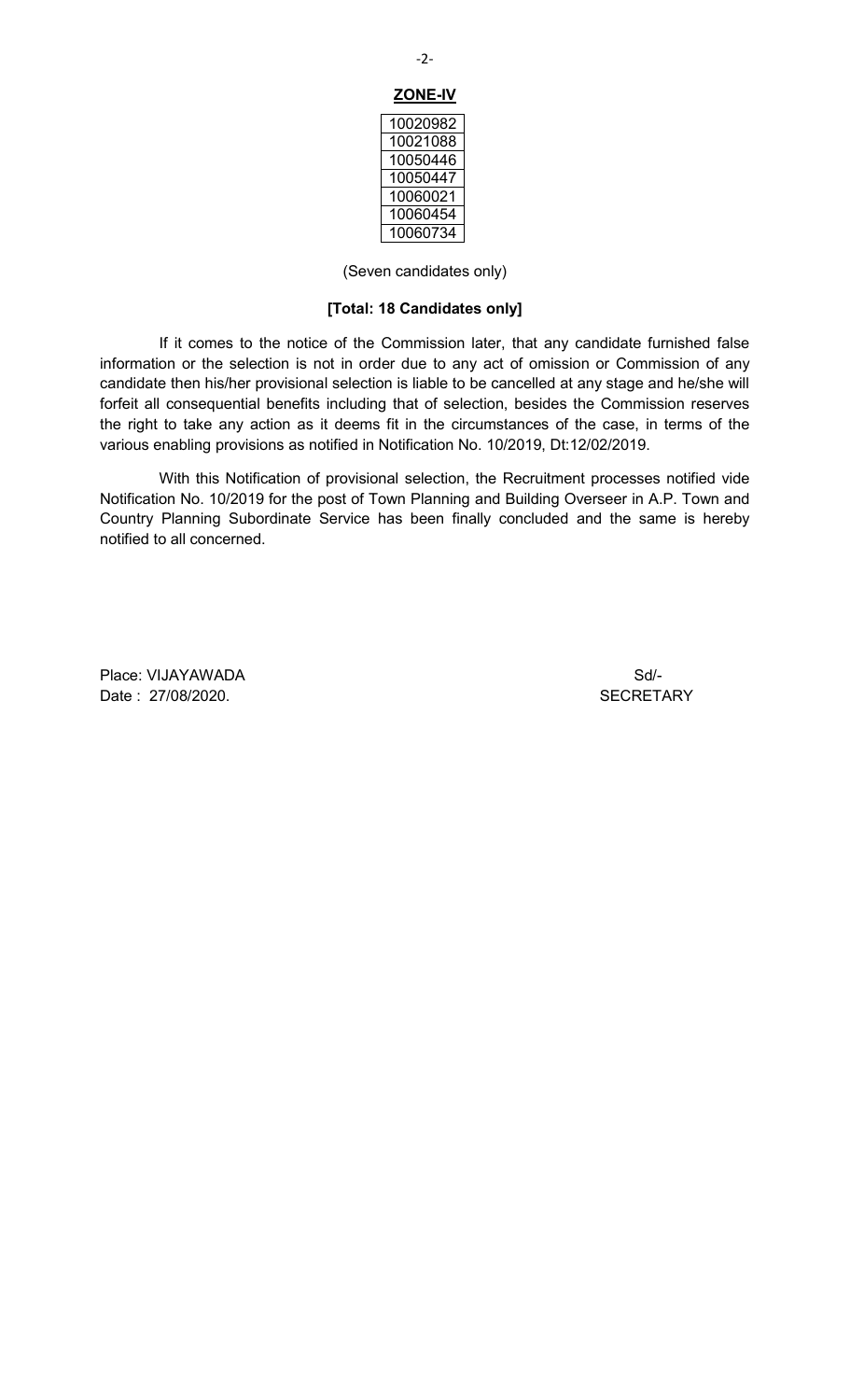## ZONE-IV

| |
|---|
| 10020982 |
| 10021088 |
| 10050446 |
| 10050447 |
| 10060021 |
| 10060454 |
| 10060734 |

(Seven candidates only)

**[Total: 18 Candidates only]**

If it comes to the notice of the Commission later, that any candidate furnished false information or the selection is not in order due to any act of omission or Commission of any candidate then his/her provisional selection is liable to be cancelled at any stage and he/she will forfeit all consequential benefits including that of selection, besides the Commission reserves the right to take any action as it deems fit in the circumstances of the case, in terms of the various enabling provisions as notified in Notification No. 10/2019, Dt:12/02/2019.

With this Notification of provisional selection, the Recruitment processes notified vide Notification No. 10/2019 for the post of Town Planning and Building Overseer in A.P. Town and Country Planning Subordinate Service has been finally concluded and the same is hereby notified to all concerned.

Place: VIJAYAWADA

Date : 27/08/2020.

Sd/-

SECRETARY